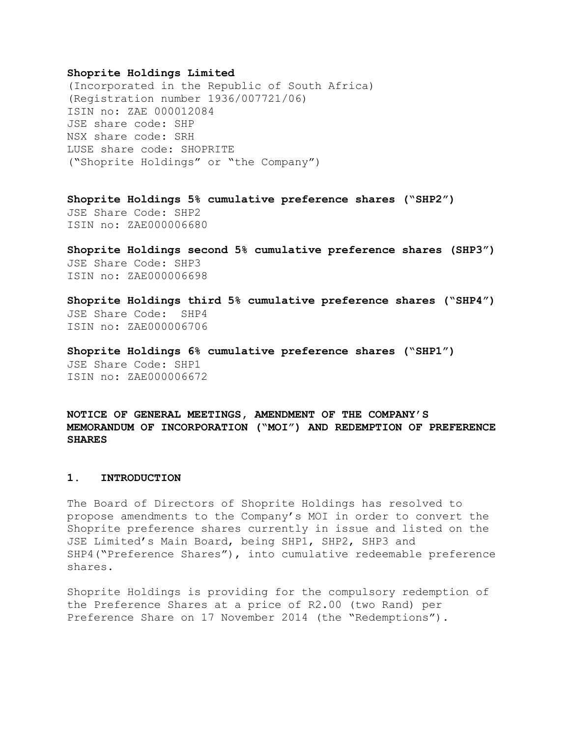**Shoprite Holdings Limited**
(Incorporated in the Republic of South Africa)
(Registration number 1936/007721/06)
ISIN no: ZAE 000012084
JSE share code: SHP
NSX share code: SRH
LUSE share code: SHOPRITE
("Shoprite Holdings" or "the Company")

**Shoprite Holdings 5% cumulative preference shares ("SHP2")**
JSE Share Code: SHP2
ISIN no: ZAE000006680

**Shoprite Holdings second 5% cumulative preference shares (SHP3")**
JSE Share Code: SHP3
ISIN no: ZAE000006698

**Shoprite Holdings third 5% cumulative preference shares ("SHP4")**
JSE Share Code: SHP4
ISIN no: ZAE000006706

**Shoprite Holdings 6% cumulative preference shares ("SHP1")**
JSE Share Code: SHP1
ISIN no: ZAE000006672

**NOTICE OF GENERAL MEETINGS, AMENDMENT OF THE COMPANY'S MEMORANDUM OF INCORPORATION ("MOI") AND REDEMPTION OF PREFERENCE SHARES**

## 1. INTRODUCTION

The Board of Directors of Shoprite Holdings has resolved to propose amendments to the Company's MOI in order to convert the Shoprite preference shares currently in issue and listed on the JSE Limited's Main Board, being SHP1, SHP2, SHP3 and SHP4("Preference Shares"), into cumulative redeemable preference shares.

Shoprite Holdings is providing for the compulsory redemption of the Preference Shares at a price of R2.00 (two Rand) per Preference Share on 17 November 2014 (the "Redemptions").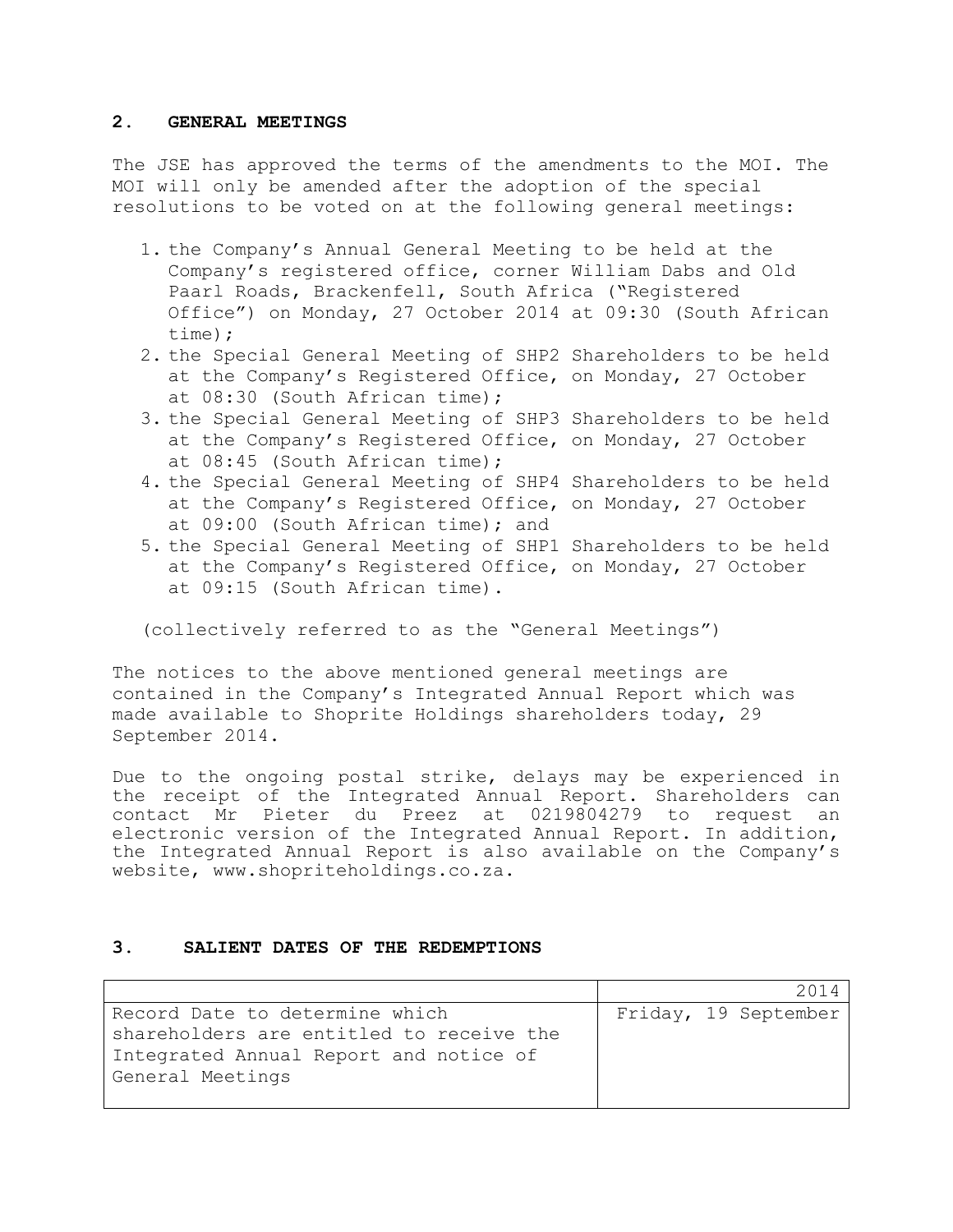## 2. GENERAL MEETINGS

The JSE has approved the terms of the amendments to the MOI. The MOI will only be amended after the adoption of the special resolutions to be voted on at the following general meetings:

1. the Company's Annual General Meeting to be held at the Company's registered office, corner William Dabs and Old Paarl Roads, Brackenfell, South Africa ("Registered Office") on Monday, 27 October 2014 at 09:30 (South African time);
2. the Special General Meeting of SHP2 Shareholders to be held at the Company's Registered Office, on Monday, 27 October at 08:30 (South African time);
3. the Special General Meeting of SHP3 Shareholders to be held at the Company's Registered Office, on Monday, 27 October at 08:45 (South African time);
4. the Special General Meeting of SHP4 Shareholders to be held at the Company's Registered Office, on Monday, 27 October at 09:00 (South African time); and
5. the Special General Meeting of SHP1 Shareholders to be held at the Company's Registered Office, on Monday, 27 October at 09:15 (South African time).

(collectively referred to as the "General Meetings")

The notices to the above mentioned general meetings are contained in the Company's Integrated Annual Report which was made available to Shoprite Holdings shareholders today, 29 September 2014.

Due to the ongoing postal strike, delays may be experienced in the receipt of the Integrated Annual Report. Shareholders can contact Mr Pieter du Preez at 0219804279 to request an electronic version of the Integrated Annual Report. In addition, the Integrated Annual Report is also available on the Company's website, www.shopriteholdings.co.za.

## 3. SALIENT DATES OF THE REDEMPTIONS

| | 2014 |
|---|---|
| Record Date to determine which shareholders are entitled to receive the Integrated Annual Report and notice of General Meetings | Friday, 19 September |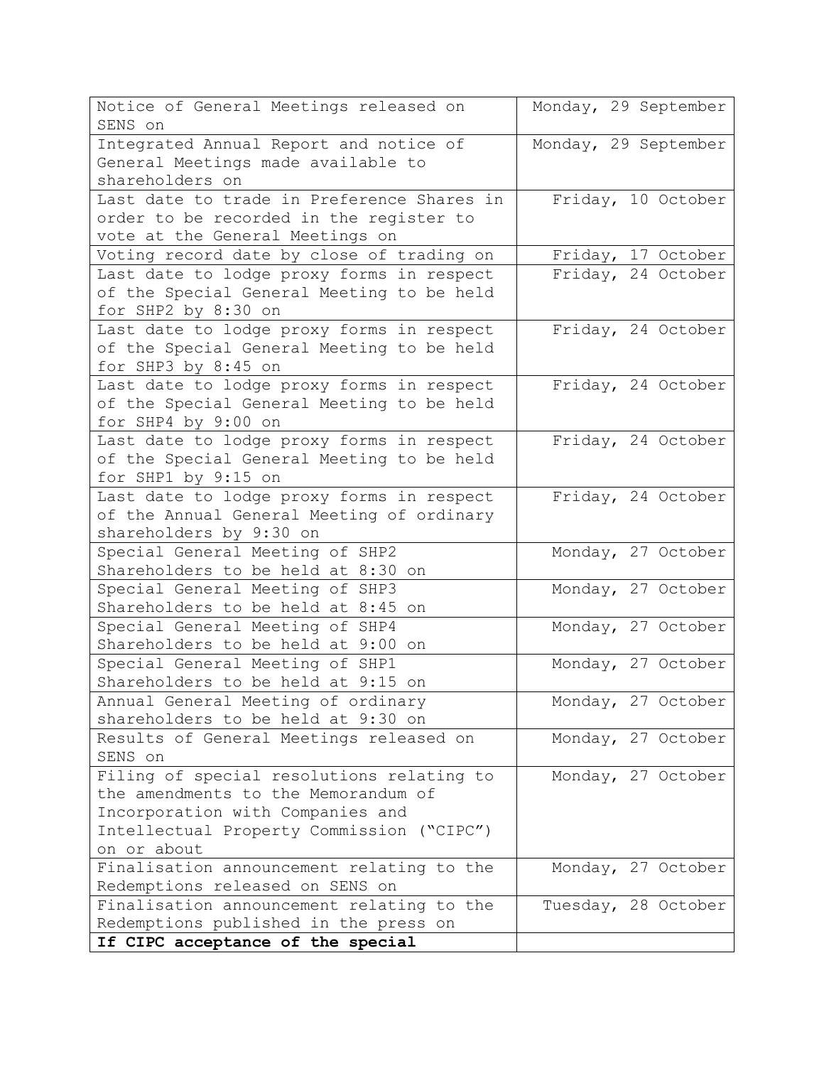| Notice of General Meetings released on SENS on | Monday, 29 September |
|---|---|
| Integrated Annual Report and notice of General Meetings made available to shareholders on | Monday, 29 September |
| Last date to trade in Preference Shares in order to be recorded in the register to vote at the General Meetings on | Friday, 10 October |
| Voting record date by close of trading on | Friday, 17 October |
| Last date to lodge proxy forms in respect of the Special General Meeting to be held for SHP2 by 8:30 on | Friday, 24 October |
| Last date to lodge proxy forms in respect of the Special General Meeting to be held for SHP3 by 8:45 on | Friday, 24 October |
| Last date to lodge proxy forms in respect of the Special General Meeting to be held for SHP4 by 9:00 on | Friday, 24 October |
| Last date to lodge proxy forms in respect of the Special General Meeting to be held for SHP1 by 9:15 on | Friday, 24 October |
| Last date to lodge proxy forms in respect of the Annual General Meeting of ordinary shareholders by 9:30 on | Friday, 24 October |
| Special General Meeting of SHP2 Shareholders to be held at 8:30 on | Monday, 27 October |
| Special General Meeting of SHP3 Shareholders to be held at 8:45 on | Monday, 27 October |
| Special General Meeting of SHP4 Shareholders to be held at 9:00 on | Monday, 27 October |
| Special General Meeting of SHP1 Shareholders to be held at 9:15 on | Monday, 27 October |
| Annual General Meeting of ordinary shareholders to be held at 9:30 on | Monday, 27 October |
| Results of General Meetings released on SENS on | Monday, 27 October |
| Filing of special resolutions relating to the amendments to the Memorandum of Incorporation with Companies and Intellectual Property Commission ("CIPC") on or about | Monday, 27 October |
| Finalisation announcement relating to the Redemptions released on SENS on | Monday, 27 October |
| Finalisation announcement relating to the Redemptions published in the press on | Tuesday, 28 October |
| **If CIPC acceptance of the special** | |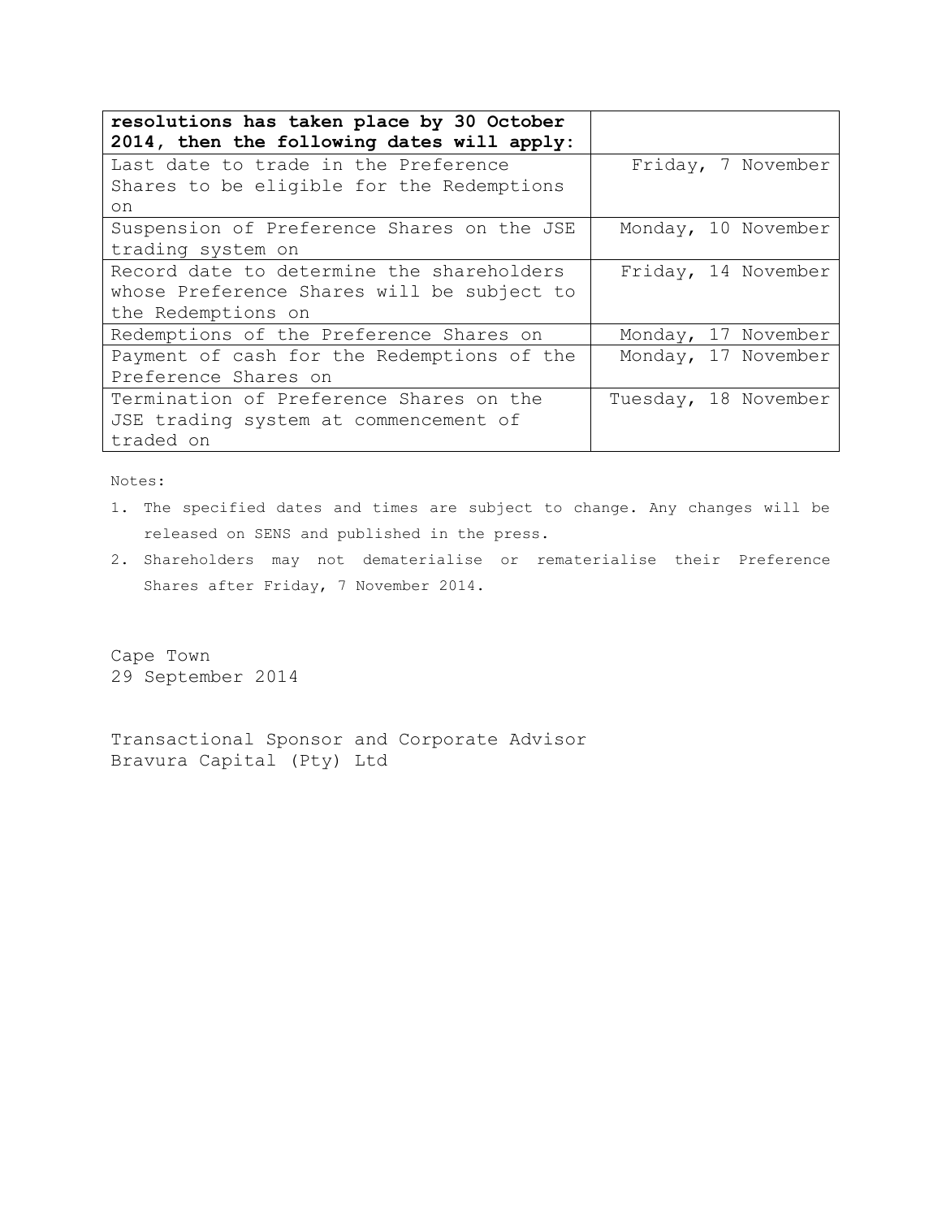| **resolutions has taken place by 30 October 2014, then the following dates will apply:** | |
|---|---|
| Last date to trade in the Preference Shares to be eligible for the Redemptions on | Friday, 7 November |
| Suspension of Preference Shares on the JSE trading system on | Monday, 10 November |
| Record date to determine the shareholders whose Preference Shares will be subject to the Redemptions on | Friday, 14 November |
| Redemptions of the Preference Shares on | Monday, 17 November |
| Payment of cash for the Redemptions of the Preference Shares on | Monday, 17 November |
| Termination of Preference Shares on the JSE trading system at commencement of traded on | Tuesday, 18 November |

Notes:

1. The specified dates and times are subject to change. Any changes will be released on SENS and published in the press.
2. Shareholders may not dematerialise or rematerialise their Preference Shares after Friday, 7 November 2014.

Cape Town
29 September 2014

Transactional Sponsor and Corporate Advisor
Bravura Capital (Pty) Ltd